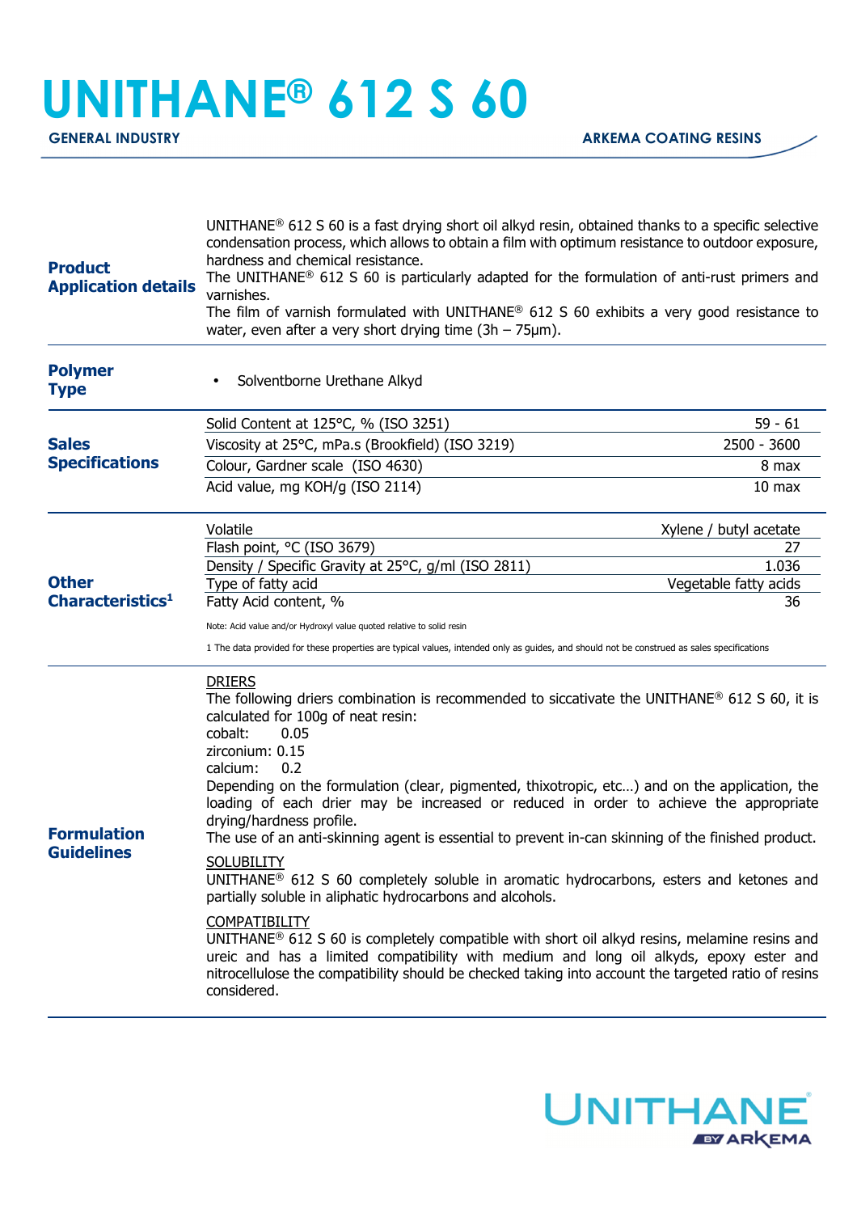# UNITHANE® 612 S 60

**GENERAL INDUSTRY** — **ARKEMA COATING RESINS**

## Product Application details

UNITHANE® 612 S 60 is a fast drying short oil alkyd resin, obtained thanks to a specific selective condensation process, which allows to obtain a film with optimum resistance to outdoor exposure, hardness and chemical resistance.
The UNITHANE® 612 S 60 is particularly adapted for the formulation of anti-rust primers and varnishes.
The film of varnish formulated with UNITHANE® 612 S 60 exhibits a very good resistance to water, even after a very short drying time (3h – 75µm).

## Polymer Type

- Solventborne Urethane Alkyd

## Sales Specifications

| Property | Value |
|---|---|
| Solid Content at 125°C, % (ISO 3251) | 59 - 61 |
| Viscosity at 25°C, mPa.s (Brookfield) (ISO 3219) | 2500 - 3600 |
| Colour, Gardner scale (ISO 4630) | 8 max |
| Acid value, mg KOH/g (ISO 2114) | 10 max |

## Other Characteristics[1]

| Property | Value |
|---|---|
| Volatile | Xylene / butyl acetate |
| Flash point, °C (ISO 3679) | 27 |
| Density / Specific Gravity at 25°C, g/ml (ISO 2811) | 1.036 |
| Type of fatty acid | Vegetable fatty acids |
| Fatty Acid content, % | 36 |

Note: Acid value and/or Hydroxyl value quoted relative to solid resin

1 The data provided for these properties are typical values, intended only as guides, and should not be construed as sales specifications

## Formulation Guidelines

DRIERS

The following driers combination is recommended to siccativate the UNITHANE® 612 S 60, it is calculated for 100g of neat resin:

cobalt: 0.05
zirconium: 0.15
calcium: 0.2

Depending on the formulation (clear, pigmented, thixotropic, etc…) and on the application, the loading of each drier may be increased or reduced in order to achieve the appropriate drying/hardness profile.
The use of an anti-skinning agent is essential to prevent in-can skinning of the finished product.

SOLUBILITY

UNITHANE® 612 S 60 completely soluble in aromatic hydrocarbons, esters and ketones and partially soluble in aliphatic hydrocarbons and alcohols.

COMPATIBILITY

UNITHANE® 612 S 60 is completely compatible with short oil alkyd resins, melamine resins and ureic and has a limited compatibility with medium and long oil alkyds, epoxy ester and nitrocellulose the compatibility should be checked taking into account the targeted ratio of resins considered.

UNITHANE BY ARKEMA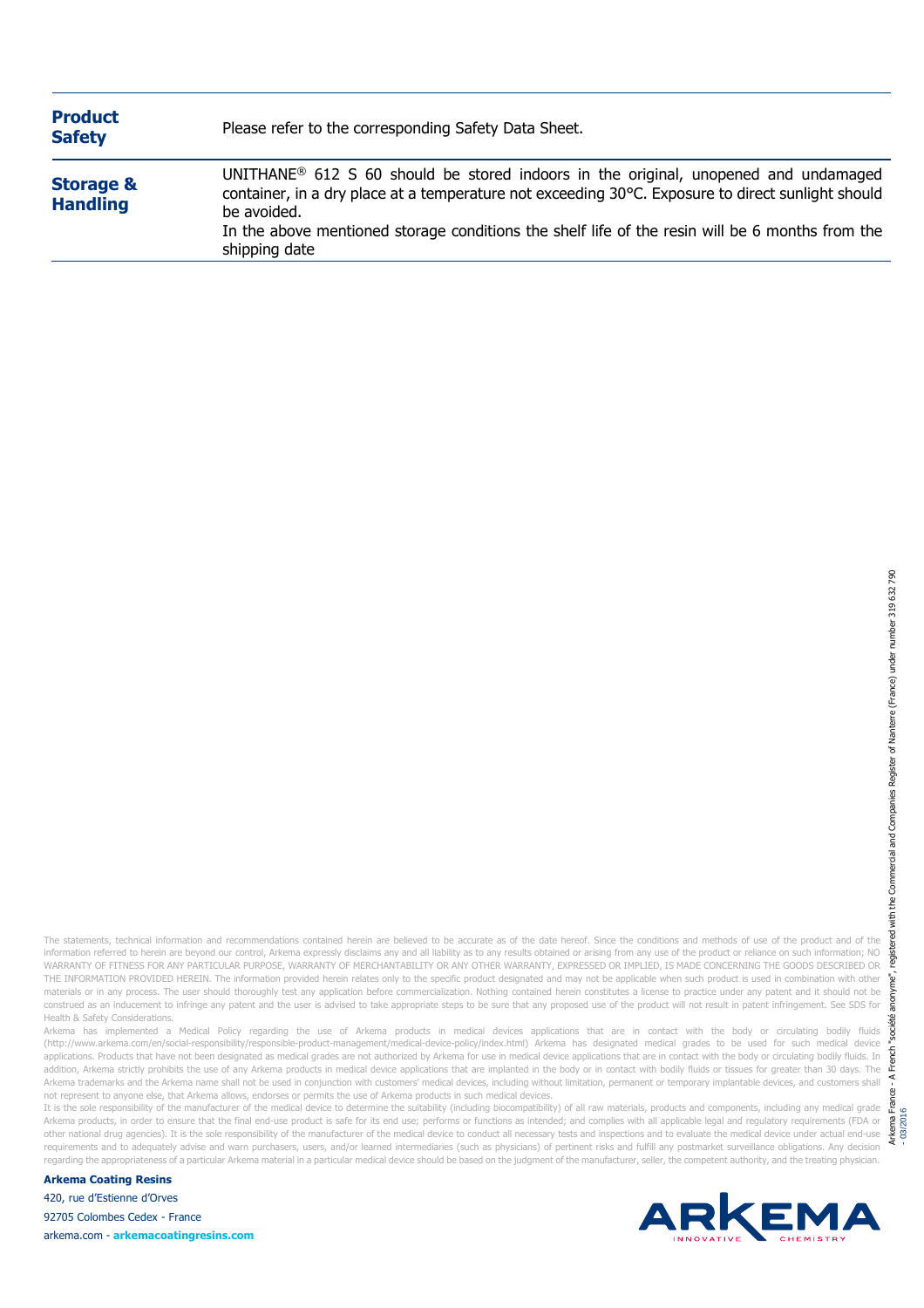| | |
|---|---|
| **Product Safety** | Please refer to the corresponding Safety Data Sheet. |
| **Storage & Handling** | UNITHANE® 612 S 60 should be stored indoors in the original, unopened and undamaged container, in a dry place at a temperature not exceeding 30°C. Exposure to direct sunlight should be avoided.<br>In the above mentioned storage conditions the shelf life of the resin will be 6 months from the shipping date |

The statements, technical information and recommendations contained herein are believed to be accurate as of the date hereof. Since the conditions and methods of use of the product and of the information referred to herein are beyond our control, Arkema expressly disclaims any and all liability as to any results obtained or arising from any use of the product or reliance on such information; NO WARRANTY OF FITNESS FOR ANY PARTICULAR PURPOSE, WARRANTY OF MERCHANTABILITY OR ANY OTHER WARRANTY, EXPRESSED OR IMPLIED, IS MADE CONCERNING THE GOODS DESCRIBED OR THE INFORMATION PROVIDED HEREIN. The information provided herein relates only to the specific product designated and may not be applicable when such product is used in combination with other materials or in any process. The user should thoroughly test any application before commercialization. Nothing contained herein constitutes a license to practice under any patent and it should not be construed as an inducement to infringe any patent and the user is advised to take appropriate steps to be sure that any proposed use of the product will not result in patent infringement. See SDS for Health & Safety Considerations.

Arkema has implemented a Medical Policy regarding the use of Arkema products in medical devices applications that are in contact with the body or circulating bodily fluids (http://www.arkema.com/en/social-responsibility/responsible-product-management/medical-device-policy/index.html) Arkema has designated medical grades to be used for such medical device applications. Products that have not been designated as medical grades are not authorized by Arkema for use in medical device applications that are in contact with the body or circulating bodily fluids. In addition, Arkema strictly prohibits the use of any Arkema products in medical device applications that are implanted in the body or in contact with bodily fluids or tissues for greater than 30 days. The Arkema trademarks and the Arkema name shall not be used in conjunction with customers' medical devices, including without limitation, permanent or temporary implantable devices, and customers shall not represent to anyone else, that Arkema allows, endorses or permits the use of Arkema products in such medical devices.

It is the sole responsibility of the manufacturer of the medical device to determine the suitability (including biocompatibility) of all raw materials, products and components, including any medical grade Arkema products, in order to ensure that the final end-use product is safe for its end use; performs or functions as intended; and complies with all applicable legal and regulatory requirements (FDA or other national drug agencies). It is the sole responsibility of the manufacturer of the medical device to conduct all necessary tests and inspections and to evaluate the medical device under actual end-use requirements and to adequately advise and warn purchasers, users, and/or learned intermediaries (such as physicians) of pertinent risks and fulfill any postmarket surveillance obligations. Any decision regarding the appropriateness of a particular Arkema material in a particular medical device should be based on the judgment of the manufacturer, seller, the competent authority, and the treating physician.

**Arkema Coating Resins**
420, rue d'Estienne d'Orves
92705 Colombes Cedex - France
arkema.com - **arkemacoatingresins.com**

Arkema France - A French "société anonyme", registered with the Commercial and Companies Register of Nanterre (France) under number 319 632 790 - 03/2016